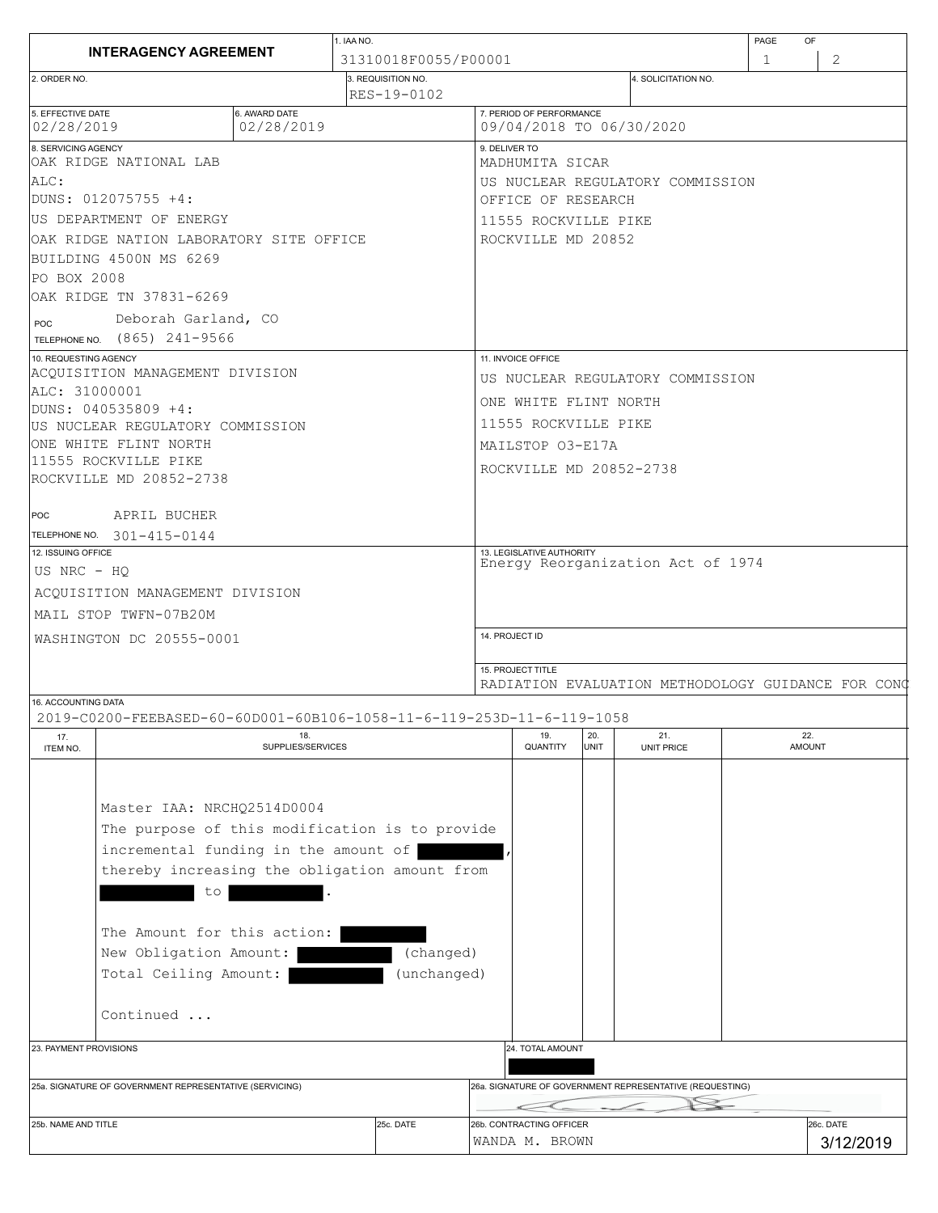# INTERAGENCY AGREEMENT

**1. IAA NO.** 31310018F0055/P00001

**PAGE** 1 **OF** 2

**2. ORDER NO.**

**3. REQUISITION NO.** RES-19-0102

**4. SOLICITATION NO.**

**5. EFFECTIVE DATE** 02/28/2019

**6. AWARD DATE** 02/28/2019

**7. PERIOD OF PERFORMANCE** 09/04/2018 TO 06/30/2020

**8. SERVICING AGENCY**
OAK RIDGE NATIONAL LAB
ALC:
DUNS: 012075755 +4:
US DEPARTMENT OF ENERGY
OAK RIDGE NATION LABORATORY SITE OFFICE
BUILDING 4500N MS 6269
PO BOX 2008
OAK RIDGE TN 37831-6269
POC Deborah Garland, CO
TELEPHONE NO. (865) 241-9566

**9. DELIVER TO**
MADHUMITA SICAR
US NUCLEAR REGULATORY COMMISSION
OFFICE OF RESEARCH
11555 ROCKVILLE PIKE
ROCKVILLE MD 20852

**10. REQUESTING AGENCY**
ACQUISITION MANAGEMENT DIVISION
ALC: 31000001
DUNS: 040535809 +4:
US NUCLEAR REGULATORY COMMISSION
ONE WHITE FLINT NORTH
11555 ROCKVILLE PIKE
ROCKVILLE MD 20852-2738
POC APRIL BUCHER
TELEPHONE NO. 301-415-0144

**11. INVOICE OFFICE**
US NUCLEAR REGULATORY COMMISSION
ONE WHITE FLINT NORTH
11555 ROCKVILLE PIKE
MAILSTOP O3-E17A
ROCKVILLE MD 20852-2738

**12. ISSUING OFFICE**
US NRC - HQ
ACQUISITION MANAGEMENT DIVISION
MAIL STOP TWFN-07B20M
WASHINGTON DC 20555-0001

**13. LEGISLATIVE AUTHORITY**
Energy Reorganization Act of 1974

**14. PROJECT ID**

**15. PROJECT TITLE**
RADIATION EVALUATION METHODOLOGY GUIDANCE FOR CONC

**16. ACCOUNTING DATA**
2019-C0200-FEEBASED-60-60D001-60B106-1058-11-6-119-253D-11-6-119-1058

| 17. ITEM NO. | 18. SUPPLIES/SERVICES | 19. QUANTITY | 20. UNIT | 21. UNIT PRICE | 22. AMOUNT |
|---|---|---|---|---|---|
| | Master IAA: NRCHQ2514D0004<br>The purpose of this modification is to provide incremental funding in the amount of [REDACTED], thereby increasing the obligation amount from [REDACTED] to [REDACTED].<br><br>The Amount for this action: [REDACTED]<br>New Obligation Amount: [REDACTED] (changed)<br>Total Ceiling Amount: [REDACTED] (unchanged)<br><br>Continued ... | | | | |

**23. PAYMENT PROVISIONS**

**24. TOTAL AMOUNT** [REDACTED]

**25a. SIGNATURE OF GOVERNMENT REPRESENTATIVE (SERVICING)**

**25b. NAME AND TITLE**

**25c. DATE**

**26a. SIGNATURE OF GOVERNMENT REPRESENTATIVE (REQUESTING)**

**26b. CONTRACTING OFFICER** WANDA M. BROWN

**26c. DATE** 3/12/2019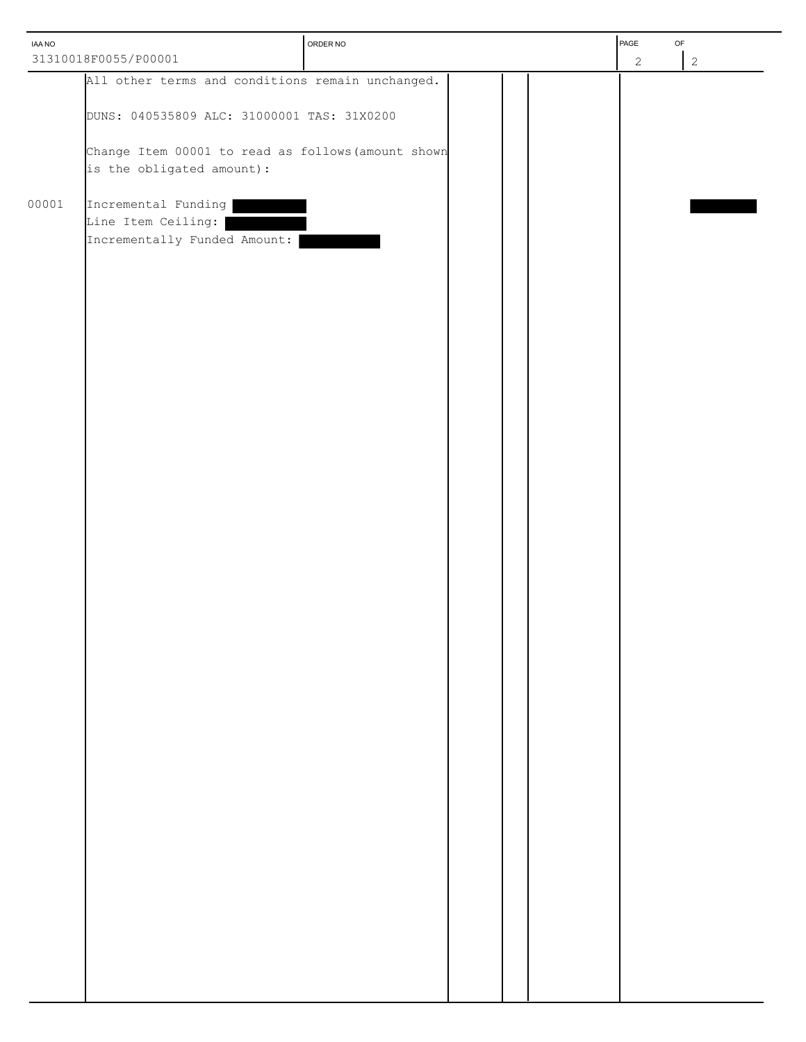| IAA NO | ORDER NO |
|---|---|
| 31310018F0055/P00001 | |

All other terms and conditions remain unchanged.

DUNS: 040535809 ALC: 31000001 TAS: 31X0200

Change Item 00001 to read as follows(amount shown is the obligated amount):

00001 Incremental Funding [REDACTED]
Line Item Ceiling: [REDACTED]
Incrementally Funded Amount: [REDACTED]
[REDACTED]